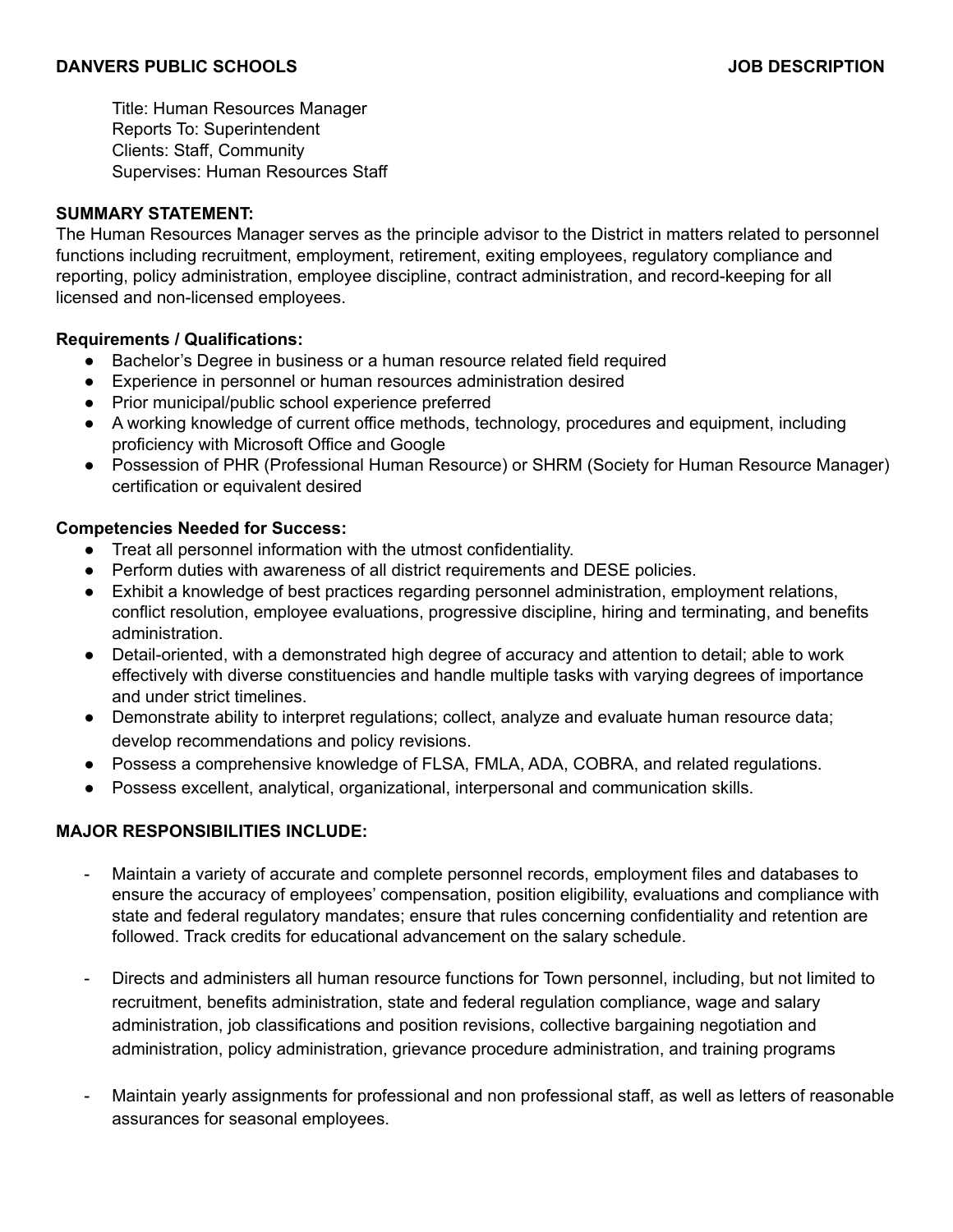**DANVERS PUBLIC SCHOOLS** **JOB DESCRIPTION**

Title: Human Resources Manager
Reports To: Superintendent
Clients: Staff, Community
Supervises: Human Resources Staff

**SUMMARY STATEMENT:**

The Human Resources Manager serves as the principle advisor to the District in matters related to personnel functions including recruitment, employment, retirement, exiting employees, regulatory compliance and reporting, policy administration, employee discipline, contract administration, and record-keeping for all licensed and non-licensed employees.

**Requirements / Qualifications:**

- Bachelor's Degree in business or a human resource related field required
- Experience in personnel or human resources administration desired
- Prior municipal/public school experience preferred
- A working knowledge of current office methods, technology, procedures and equipment, including proficiency with Microsoft Office and Google
- Possession of PHR (Professional Human Resource) or SHRM (Society for Human Resource Manager) certification or equivalent desired

**Competencies Needed for Success:**

- Treat all personnel information with the utmost confidentiality.
- Perform duties with awareness of all district requirements and DESE policies.
- Exhibit a knowledge of best practices regarding personnel administration, employment relations, conflict resolution, employee evaluations, progressive discipline, hiring and terminating, and benefits administration.
- Detail-oriented, with a demonstrated high degree of accuracy and attention to detail; able to work effectively with diverse constituencies and handle multiple tasks with varying degrees of importance and under strict timelines.
- Demonstrate ability to interpret regulations; collect, analyze and evaluate human resource data; develop recommendations and policy revisions.
- Possess a comprehensive knowledge of FLSA, FMLA, ADA, COBRA, and related regulations.
- Possess excellent, analytical, organizational, interpersonal and communication skills.

**MAJOR RESPONSIBILITIES INCLUDE:**

- Maintain a variety of accurate and complete personnel records, employment files and databases to ensure the accuracy of employees' compensation, position eligibility, evaluations and compliance with state and federal regulatory mandates; ensure that rules concerning confidentiality and retention are followed. Track credits for educational advancement on the salary schedule.

- Directs and administers all human resource functions for Town personnel, including, but not limited to recruitment, benefits administration, state and federal regulation compliance, wage and salary administration, job classifications and position revisions, collective bargaining negotiation and administration, policy administration, grievance procedure administration, and training programs

- Maintain yearly assignments for professional and non professional staff, as well as letters of reasonable assurances for seasonal employees.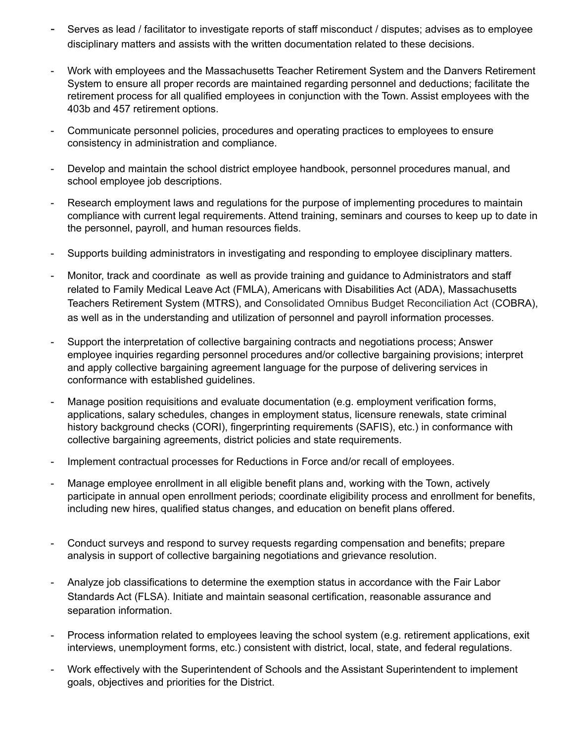- Serves as lead / facilitator to investigate reports of staff misconduct / disputes; advises as to employee disciplinary matters and assists with the written documentation related to these decisions.

- Work with employees and the Massachusetts Teacher Retirement System and the Danvers Retirement System to ensure all proper records are maintained regarding personnel and deductions; facilitate the retirement process for all qualified employees in conjunction with the Town. Assist employees with the 403b and 457 retirement options.

- Communicate personnel policies, procedures and operating practices to employees to ensure consistency in administration and compliance.

- Develop and maintain the school district employee handbook, personnel procedures manual, and school employee job descriptions.

- Research employment laws and regulations for the purpose of implementing procedures to maintain compliance with current legal requirements. Attend training, seminars and courses to keep up to date in the personnel, payroll, and human resources fields.

- Supports building administrators in investigating and responding to employee disciplinary matters.

- Monitor, track and coordinate as well as provide training and guidance to Administrators and staff related to Family Medical Leave Act (FMLA), Americans with Disabilities Act (ADA), Massachusetts Teachers Retirement System (MTRS), and Consolidated Omnibus Budget Reconciliation Act (COBRA), as well as in the understanding and utilization of personnel and payroll information processes.

- Support the interpretation of collective bargaining contracts and negotiations process; Answer employee inquiries regarding personnel procedures and/or collective bargaining provisions; interpret and apply collective bargaining agreement language for the purpose of delivering services in conformance with established guidelines.

- Manage position requisitions and evaluate documentation (e.g. employment verification forms, applications, salary schedules, changes in employment status, licensure renewals, state criminal history background checks (CORI), fingerprinting requirements (SAFIS), etc.) in conformance with collective bargaining agreements, district policies and state requirements.

- Implement contractual processes for Reductions in Force and/or recall of employees.

- Manage employee enrollment in all eligible benefit plans and, working with the Town, actively participate in annual open enrollment periods; coordinate eligibility process and enrollment for benefits, including new hires, qualified status changes, and education on benefit plans offered.

- Conduct surveys and respond to survey requests regarding compensation and benefits; prepare analysis in support of collective bargaining negotiations and grievance resolution.

- Analyze job classifications to determine the exemption status in accordance with the Fair Labor Standards Act (FLSA). Initiate and maintain seasonal certification, reasonable assurance and separation information.

- Process information related to employees leaving the school system (e.g. retirement applications, exit interviews, unemployment forms, etc.) consistent with district, local, state, and federal regulations.

- Work effectively with the Superintendent of Schools and the Assistant Superintendent to implement goals, objectives and priorities for the District.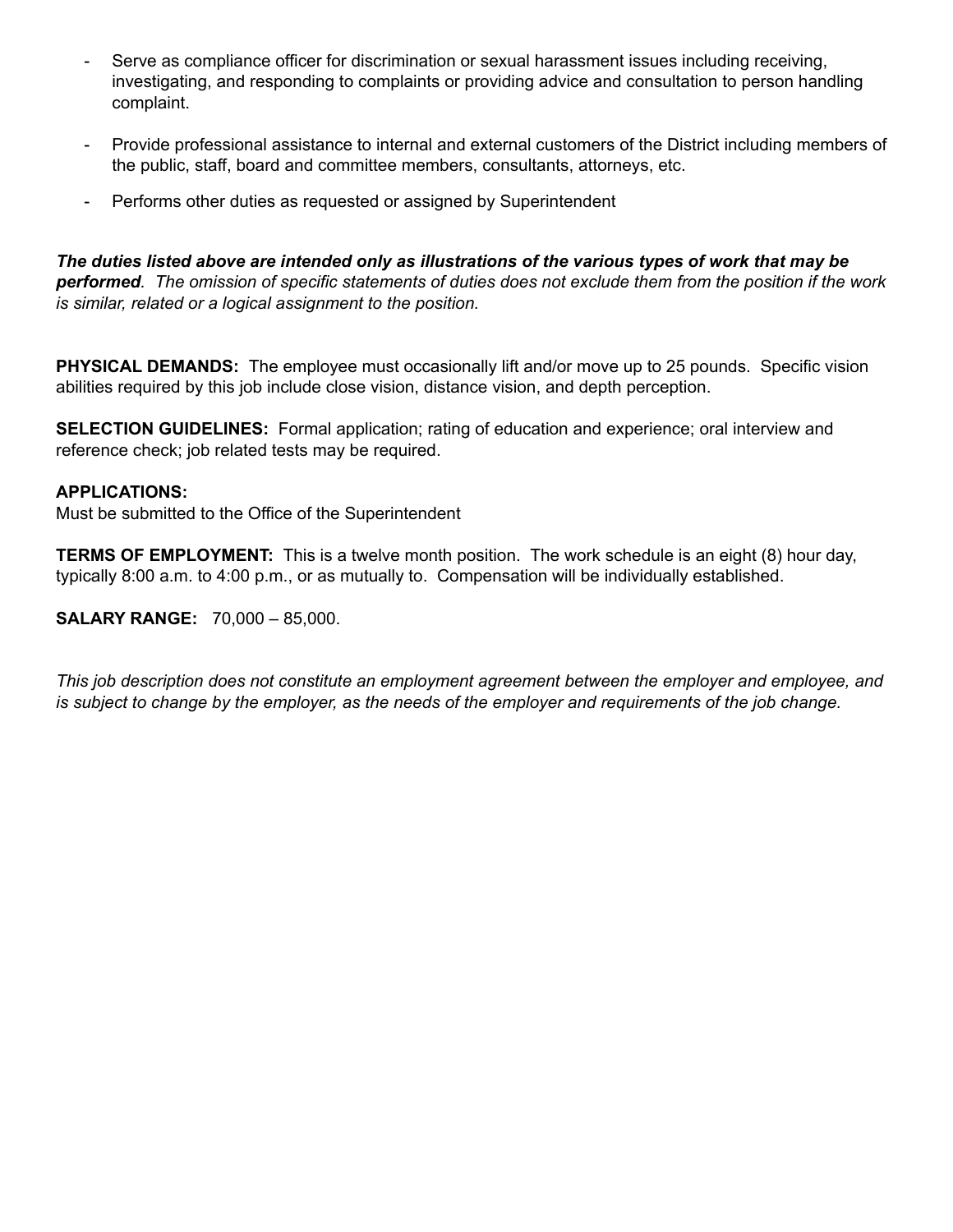- Serve as compliance officer for discrimination or sexual harassment issues including receiving, investigating, and responding to complaints or providing advice and consultation to person handling complaint.

- Provide professional assistance to internal and external customers of the District including members of the public, staff, board and committee members, consultants, attorneys, etc.

- Performs other duties as requested or assigned by Superintendent

***The duties listed above are intended only as illustrations of the various types of work that may be performed****. The omission of specific statements of duties does not exclude them from the position if the work is similar, related or a logical assignment to the position.*

**PHYSICAL DEMANDS:** The employee must occasionally lift and/or move up to 25 pounds. Specific vision abilities required by this job include close vision, distance vision, and depth perception.

**SELECTION GUIDELINES:** Formal application; rating of education and experience; oral interview and reference check; job related tests may be required.

**APPLICATIONS:**
Must be submitted to the Office of the Superintendent

**TERMS OF EMPLOYMENT:** This is a twelve month position. The work schedule is an eight (8) hour day, typically 8:00 a.m. to 4:00 p.m., or as mutually to. Compensation will be individually established.

**SALARY RANGE:** 70,000 – 85,000.

*This job description does not constitute an employment agreement between the employer and employee, and is subject to change by the employer, as the needs of the employer and requirements of the job change.*